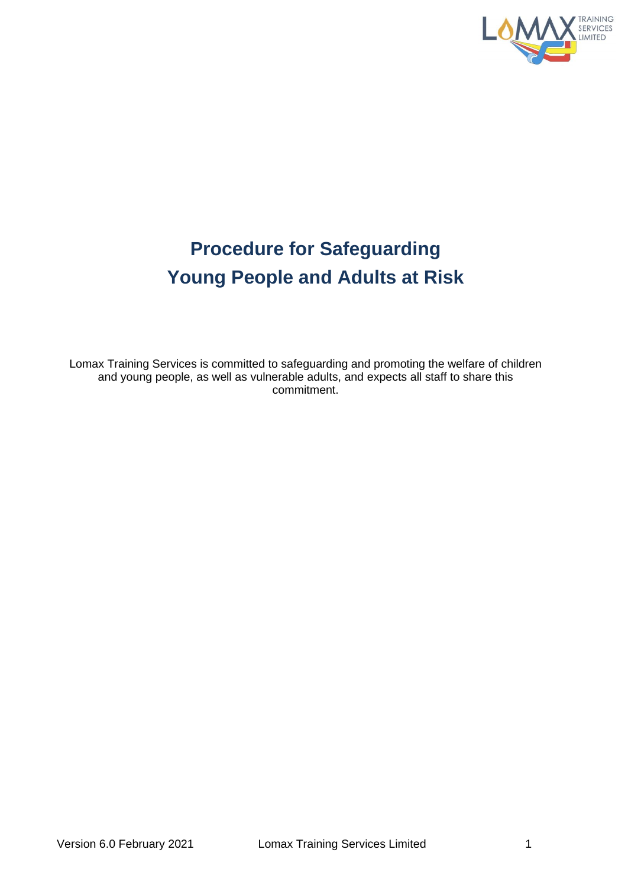# Procedure for Safeguarding Young People and Adults at Risk

Lomax Training Services is committed to safeguarding and promoting the welfare of children and young people, as well as vulnerable adults, and expects all staff to share this commitment.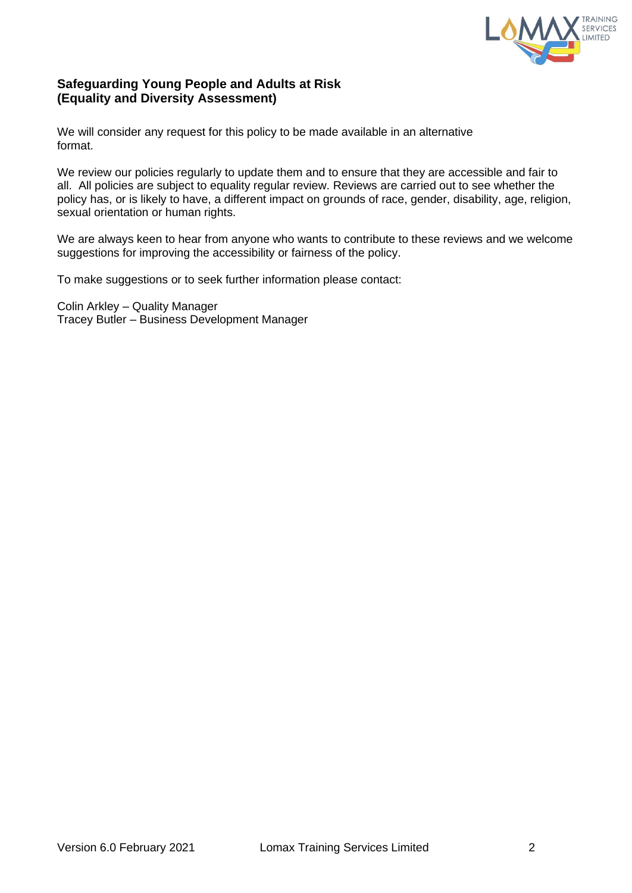**Safeguarding Young People and Adults at Risk**
**(Equality and Diversity Assessment)**

We will consider any request for this policy to be made available in an alternative format.

We review our policies regularly to update them and to ensure that they are accessible and fair to all. All policies are subject to equality regular review. Reviews are carried out to see whether the policy has, or is likely to have, a different impact on grounds of race, gender, disability, age, religion, sexual orientation or human rights.

We are always keen to hear from anyone who wants to contribute to these reviews and we welcome suggestions for improving the accessibility or fairness of the policy.

To make suggestions or to seek further information please contact:

Colin Arkley – Quality Manager
Tracey Butler – Business Development Manager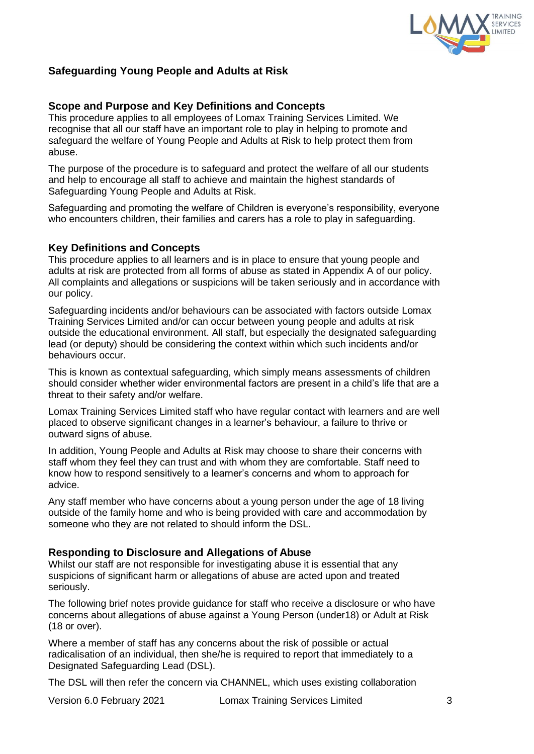## Safeguarding Young People and Adults at Risk

### Scope and Purpose and Key Definitions and Concepts

This procedure applies to all employees of Lomax Training Services Limited. We recognise that all our staff have an important role to play in helping to promote and safeguard the welfare of Young People and Adults at Risk to help protect them from abuse.

The purpose of the procedure is to safeguard and protect the welfare of all our students and help to encourage all staff to achieve and maintain the highest standards of Safeguarding Young People and Adults at Risk.

Safeguarding and promoting the welfare of Children is everyone's responsibility, everyone who encounters children, their families and carers has a role to play in safeguarding.

### Key Definitions and Concepts

This procedure applies to all learners and is in place to ensure that young people and adults at risk are protected from all forms of abuse as stated in Appendix A of our policy. All complaints and allegations or suspicions will be taken seriously and in accordance with our policy.

Safeguarding incidents and/or behaviours can be associated with factors outside Lomax Training Services Limited and/or can occur between young people and adults at risk outside the educational environment. All staff, but especially the designated safeguarding lead (or deputy) should be considering the context within which such incidents and/or behaviours occur.

This is known as contextual safeguarding, which simply means assessments of children should consider whether wider environmental factors are present in a child's life that are a threat to their safety and/or welfare.

Lomax Training Services Limited staff who have regular contact with learners and are well placed to observe significant changes in a learner's behaviour, a failure to thrive or outward signs of abuse.

In addition, Young People and Adults at Risk may choose to share their concerns with staff whom they feel they can trust and with whom they are comfortable. Staff need to know how to respond sensitively to a learner's concerns and whom to approach for advice.

Any staff member who have concerns about a young person under the age of 18 living outside of the family home and who is being provided with care and accommodation by someone who they are not related to should inform the DSL.

### Responding to Disclosure and Allegations of Abuse

Whilst our staff are not responsible for investigating abuse it is essential that any suspicions of significant harm or allegations of abuse are acted upon and treated seriously.

The following brief notes provide guidance for staff who receive a disclosure or who have concerns about allegations of abuse against a Young Person (under18) or Adult at Risk (18 or over).

Where a member of staff has any concerns about the risk of possible or actual radicalisation of an individual, then she/he is required to report that immediately to a Designated Safeguarding Lead (DSL).

The DSL will then refer the concern via CHANNEL, which uses existing collaboration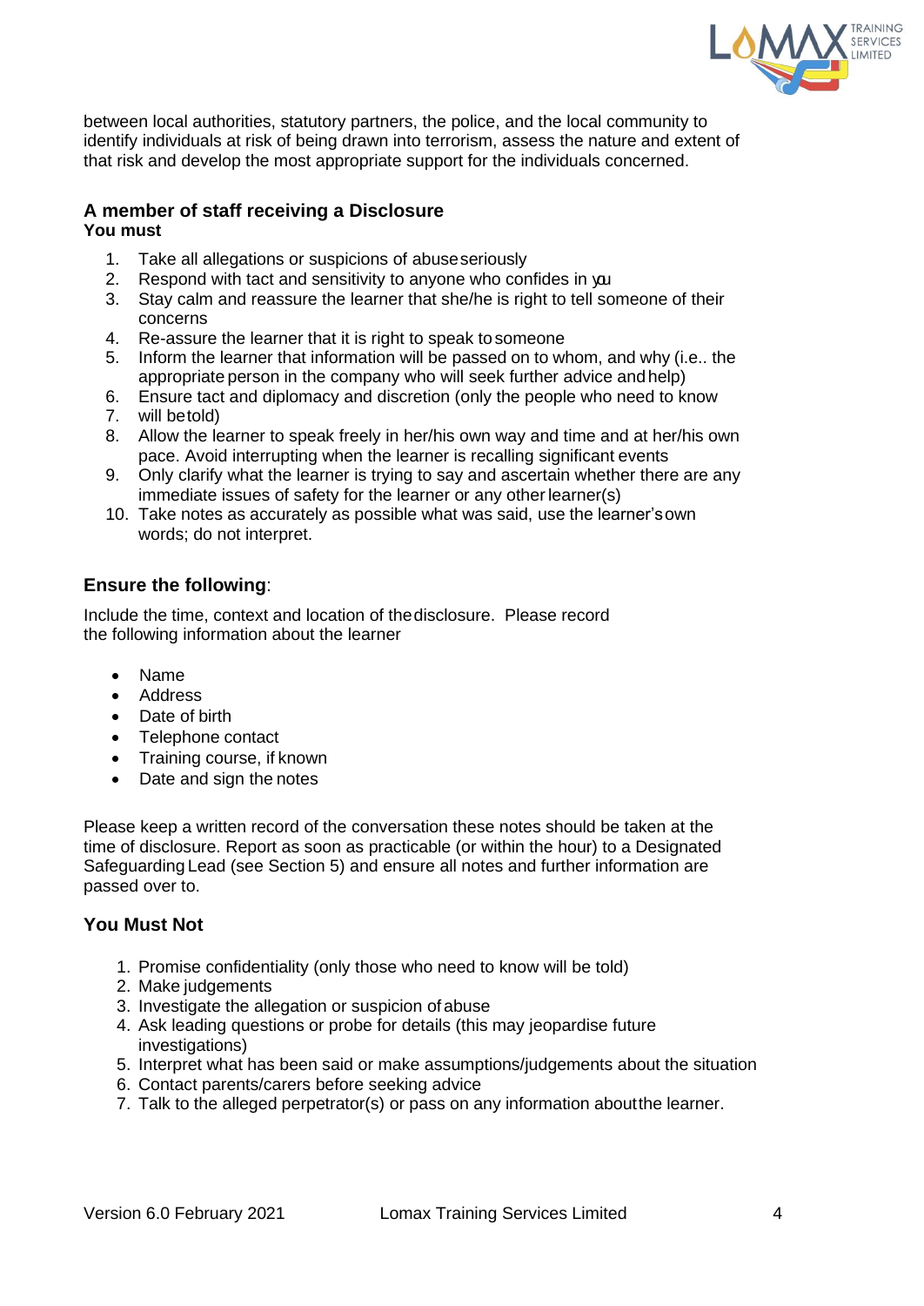between local authorities, statutory partners, the police, and the local community to identify individuals at risk of being drawn into terrorism, assess the nature and extent of that risk and develop the most appropriate support for the individuals concerned.

### A member of staff receiving a Disclosure

**You must**

1. Take all allegations or suspicions of abuse seriously
2. Respond with tact and sensitivity to anyone who confides in you
3. Stay calm and reassure the learner that she/he is right to tell someone of their concerns
4. Re-assure the learner that it is right to speak to someone
5. Inform the learner that information will be passed on to whom, and why (i.e.. the appropriate person in the company who will seek further advice and help)
6. Ensure tact and diplomacy and discretion (only the people who need to know
7. will be told)
8. Allow the learner to speak freely in her/his own way and time and at her/his own pace. Avoid interrupting when the learner is recalling significant events
9. Only clarify what the learner is trying to say and ascertain whether there are any immediate issues of safety for the learner or any other learner(s)
10. Take notes as accurately as possible what was said, use the learner's own words; do not interpret.

### Ensure the following:

Include the time, context and location of the disclosure. Please record the following information about the learner

- Name
- Address
- Date of birth
- Telephone contact
- Training course, if known
- Date and sign the notes

Please keep a written record of the conversation these notes should be taken at the time of disclosure. Report as soon as practicable (or within the hour) to a Designated Safeguarding Lead (see Section 5) and ensure all notes and further information are passed over to.

### You Must Not

1. Promise confidentiality (only those who need to know will be told)
2. Make judgements
3. Investigate the allegation or suspicion of abuse
4. Ask leading questions or probe for details (this may jeopardise future investigations)
5. Interpret what has been said or make assumptions/judgements about the situation
6. Contact parents/carers before seeking advice
7. Talk to the alleged perpetrator(s) or pass on any information about the learner.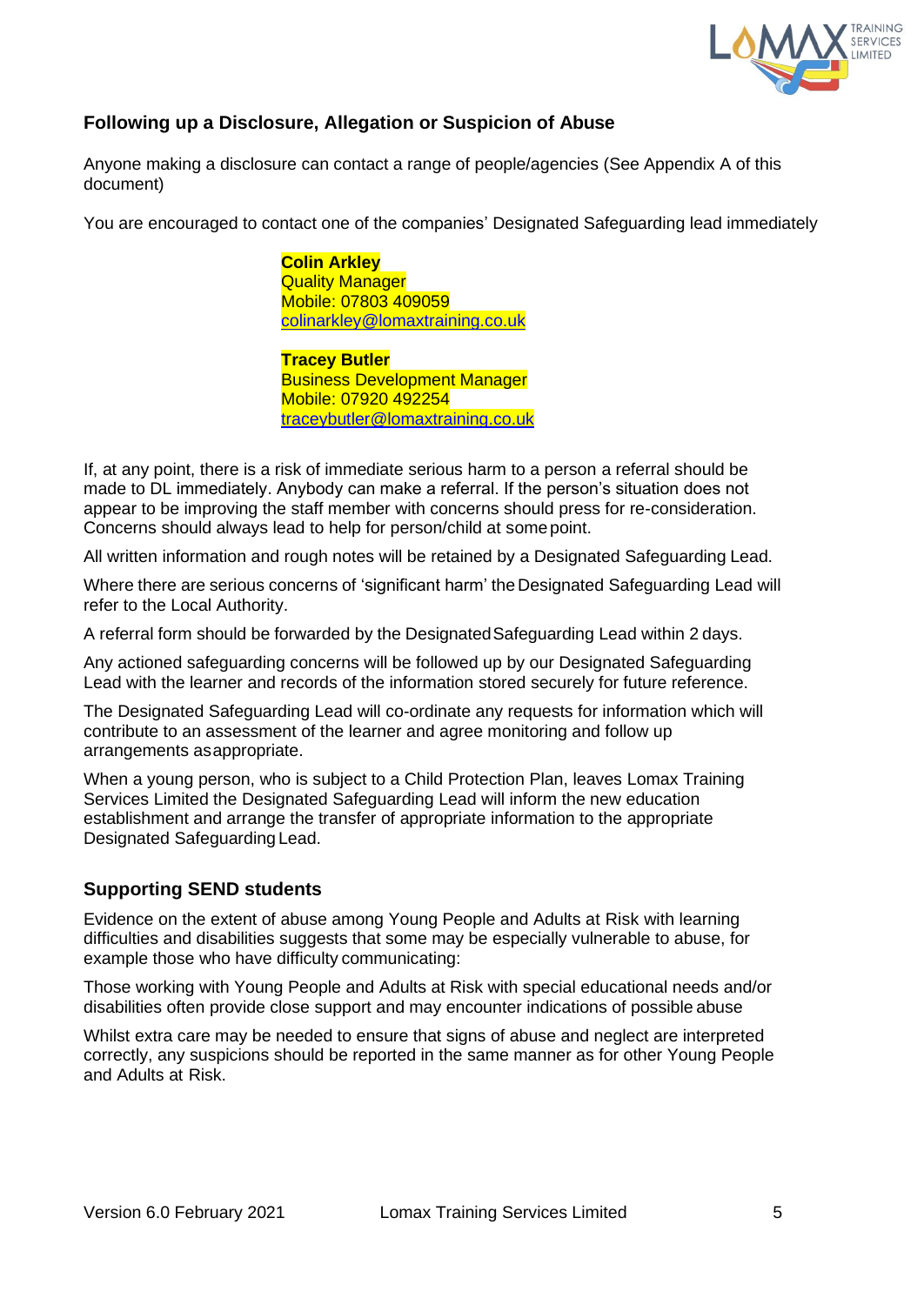## Following up a Disclosure, Allegation or Suspicion of Abuse

Anyone making a disclosure can contact a range of people/agencies (See Appendix A of this document)

You are encouraged to contact one of the companies' Designated Safeguarding lead immediately

**Colin Arkley**
Quality Manager
Mobile: 07803 409059
colinarkley@lomaxtraining.co.uk

**Tracey Butler**
Business Development Manager
Mobile: 07920 492254
traceybutler@lomaxtraining.co.uk

If, at any point, there is a risk of immediate serious harm to a person a referral should be made to DL immediately. Anybody can make a referral. If the person's situation does not appear to be improving the staff member with concerns should press for re-consideration. Concerns should always lead to help for person/child at some point.

All written information and rough notes will be retained by a Designated Safeguarding Lead.

Where there are serious concerns of 'significant harm' the Designated Safeguarding Lead will refer to the Local Authority.

A referral form should be forwarded by the Designated Safeguarding Lead within 2 days.

Any actioned safeguarding concerns will be followed up by our Designated Safeguarding Lead with the learner and records of the information stored securely for future reference.

The Designated Safeguarding Lead will co-ordinate any requests for information which will contribute to an assessment of the learner and agree monitoring and follow up arrangements as appropriate.

When a young person, who is subject to a Child Protection Plan, leaves Lomax Training Services Limited the Designated Safeguarding Lead will inform the new education establishment and arrange the transfer of appropriate information to the appropriate Designated Safeguarding Lead.

## Supporting SEND students

Evidence on the extent of abuse among Young People and Adults at Risk with learning difficulties and disabilities suggests that some may be especially vulnerable to abuse, for example those who have difficulty communicating:

Those working with Young People and Adults at Risk with special educational needs and/or disabilities often provide close support and may encounter indications of possible abuse

Whilst extra care may be needed to ensure that signs of abuse and neglect are interpreted correctly, any suspicions should be reported in the same manner as for other Young People and Adults at Risk.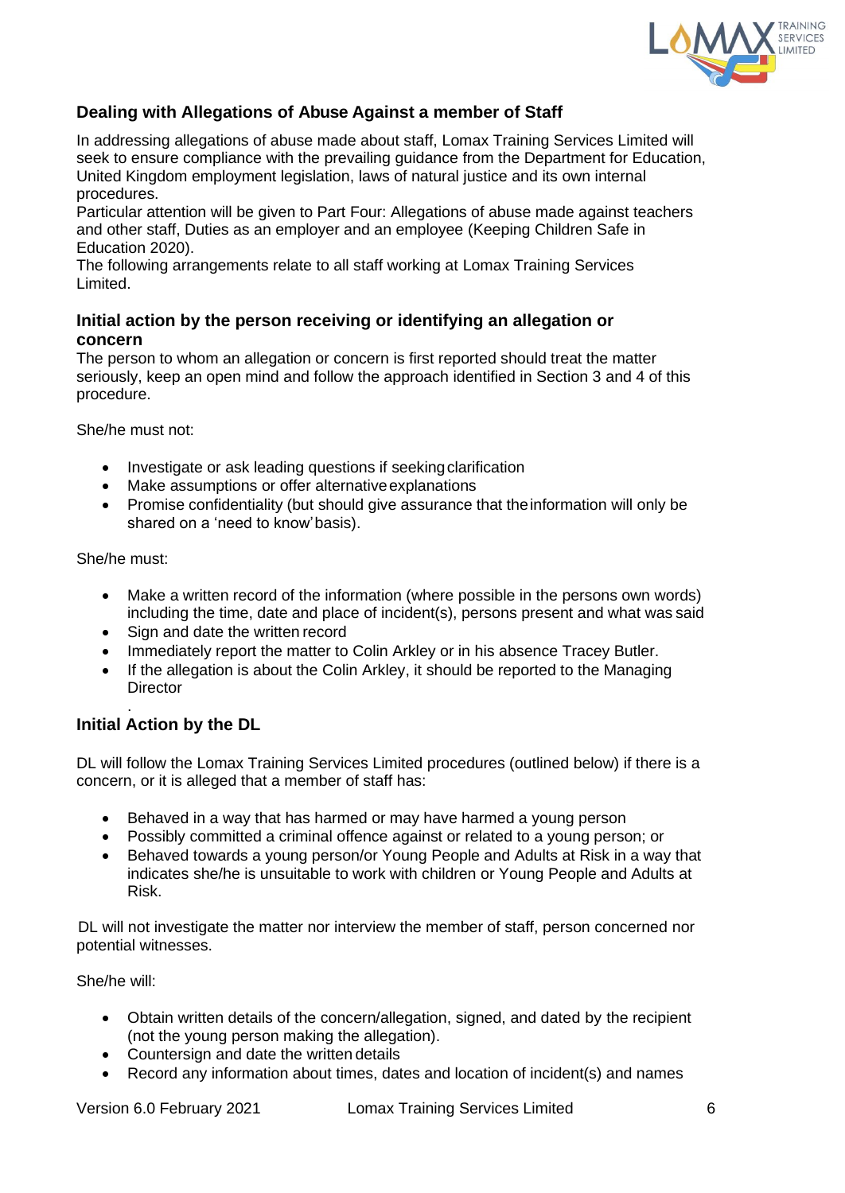## Dealing with Allegations of Abuse Against a member of Staff

In addressing allegations of abuse made about staff, Lomax Training Services Limited will seek to ensure compliance with the prevailing guidance from the Department for Education, United Kingdom employment legislation, laws of natural justice and its own internal procedures.
Particular attention will be given to Part Four: Allegations of abuse made against teachers and other staff, Duties as an employer and an employee (Keeping Children Safe in Education 2020).
The following arrangements relate to all staff working at Lomax Training Services Limited.

### Initial action by the person receiving or identifying an allegation or concern

The person to whom an allegation or concern is first reported should treat the matter seriously, keep an open mind and follow the approach identified in Section 3 and 4 of this procedure.

She/he must not:

- Investigate or ask leading questions if seeking clarification
- Make assumptions or offer alternative explanations
- Promise confidentiality (but should give assurance that the information will only be shared on a 'need to know' basis).

She/he must:

- Make a written record of the information (where possible in the persons own words) including the time, date and place of incident(s), persons present and what was said
- Sign and date the written record
- Immediately report the matter to Colin Arkley or in his absence Tracey Butler.
- If the allegation is about the Colin Arkley, it should be reported to the Managing Director

### Initial Action by the DL

DL will follow the Lomax Training Services Limited procedures (outlined below) if there is a concern, or it is alleged that a member of staff has:

- Behaved in a way that has harmed or may have harmed a young person
- Possibly committed a criminal offence against or related to a young person; or
- Behaved towards a young person/or Young People and Adults at Risk in a way that indicates she/he is unsuitable to work with children or Young People and Adults at Risk.

DL will not investigate the matter nor interview the member of staff, person concerned nor potential witnesses.

She/he will:

- Obtain written details of the concern/allegation, signed, and dated by the recipient (not the young person making the allegation).
- Countersign and date the written details
- Record any information about times, dates and location of incident(s) and names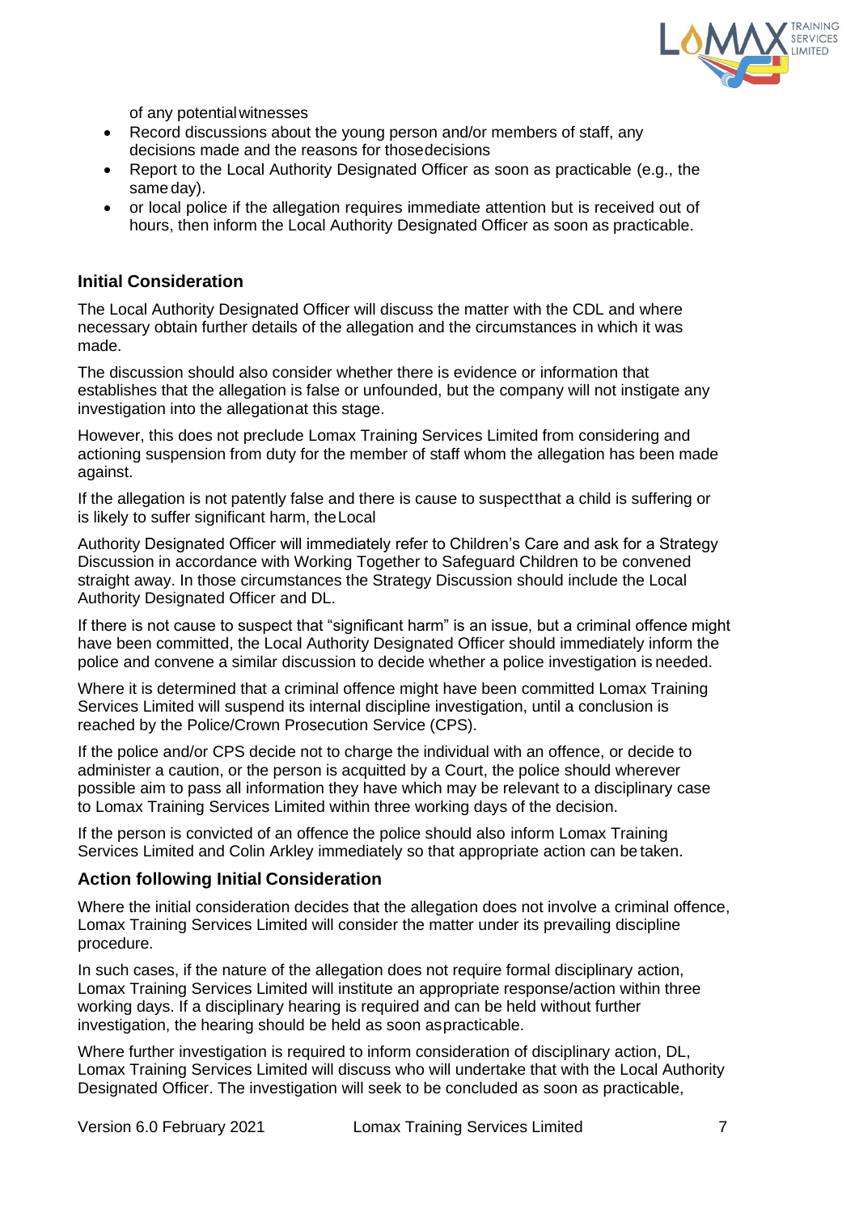of any potential witnesses

- Record discussions about the young person and/or members of staff, any decisions made and the reasons for those decisions
- Report to the Local Authority Designated Officer as soon as practicable (e.g., the same day).
- or local police if the allegation requires immediate attention but is received out of hours, then inform the Local Authority Designated Officer as soon as practicable.

### Initial Consideration

The Local Authority Designated Officer will discuss the matter with the CDL and where necessary obtain further details of the allegation and the circumstances in which it was made.

The discussion should also consider whether there is evidence or information that establishes that the allegation is false or unfounded, but the company will not instigate any investigation into the allegation at this stage.

However, this does not preclude Lomax Training Services Limited from considering and actioning suspension from duty for the member of staff whom the allegation has been made against.

If the allegation is not patently false and there is cause to suspect that a child is suffering or is likely to suffer significant harm, the Local

Authority Designated Officer will immediately refer to Children's Care and ask for a Strategy Discussion in accordance with Working Together to Safeguard Children to be convened straight away. In those circumstances the Strategy Discussion should include the Local Authority Designated Officer and DL.

If there is not cause to suspect that "significant harm" is an issue, but a criminal offence might have been committed, the Local Authority Designated Officer should immediately inform the police and convene a similar discussion to decide whether a police investigation is needed.

Where it is determined that a criminal offence might have been committed Lomax Training Services Limited will suspend its internal discipline investigation, until a conclusion is reached by the Police/Crown Prosecution Service (CPS).

If the police and/or CPS decide not to charge the individual with an offence, or decide to administer a caution, or the person is acquitted by a Court, the police should wherever possible aim to pass all information they have which may be relevant to a disciplinary case to Lomax Training Services Limited within three working days of the decision.

If the person is convicted of an offence the police should also inform Lomax Training Services Limited and Colin Arkley immediately so that appropriate action can be taken.

### Action following Initial Consideration

Where the initial consideration decides that the allegation does not involve a criminal offence, Lomax Training Services Limited will consider the matter under its prevailing discipline procedure.

In such cases, if the nature of the allegation does not require formal disciplinary action, Lomax Training Services Limited will institute an appropriate response/action within three working days. If a disciplinary hearing is required and can be held without further investigation, the hearing should be held as soon as practicable.

Where further investigation is required to inform consideration of disciplinary action, DL, Lomax Training Services Limited will discuss who will undertake that with the Local Authority Designated Officer. The investigation will seek to be concluded as soon as practicable,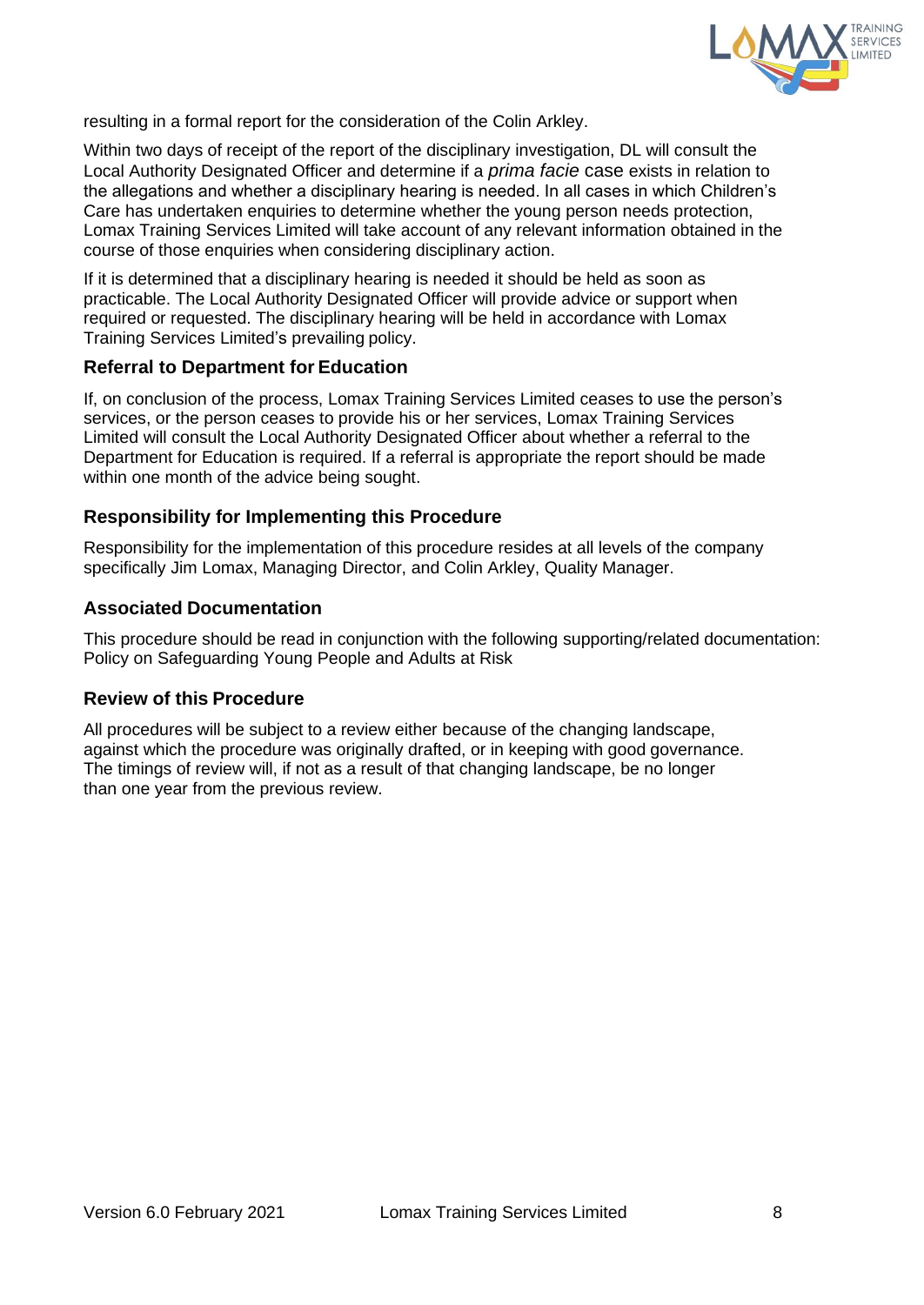resulting in a formal report for the consideration of the Colin Arkley.

Within two days of receipt of the report of the disciplinary investigation, DL will consult the Local Authority Designated Officer and determine if a *prima facie* case exists in relation to the allegations and whether a disciplinary hearing is needed. In all cases in which Children's Care has undertaken enquiries to determine whether the young person needs protection, Lomax Training Services Limited will take account of any relevant information obtained in the course of those enquiries when considering disciplinary action.

If it is determined that a disciplinary hearing is needed it should be held as soon as practicable. The Local Authority Designated Officer will provide advice or support when required or requested. The disciplinary hearing will be held in accordance with Lomax Training Services Limited's prevailing policy.

### Referral to Department for Education

If, on conclusion of the process, Lomax Training Services Limited ceases to use the person's services, or the person ceases to provide his or her services, Lomax Training Services Limited will consult the Local Authority Designated Officer about whether a referral to the Department for Education is required. If a referral is appropriate the report should be made within one month of the advice being sought.

### Responsibility for Implementing this Procedure

Responsibility for the implementation of this procedure resides at all levels of the company specifically Jim Lomax, Managing Director, and Colin Arkley, Quality Manager.

### Associated Documentation

This procedure should be read in conjunction with the following supporting/related documentation:
Policy on Safeguarding Young People and Adults at Risk

### Review of this Procedure

All procedures will be subject to a review either because of the changing landscape, against which the procedure was originally drafted, or in keeping with good governance. The timings of review will, if not as a result of that changing landscape, be no longer than one year from the previous review.